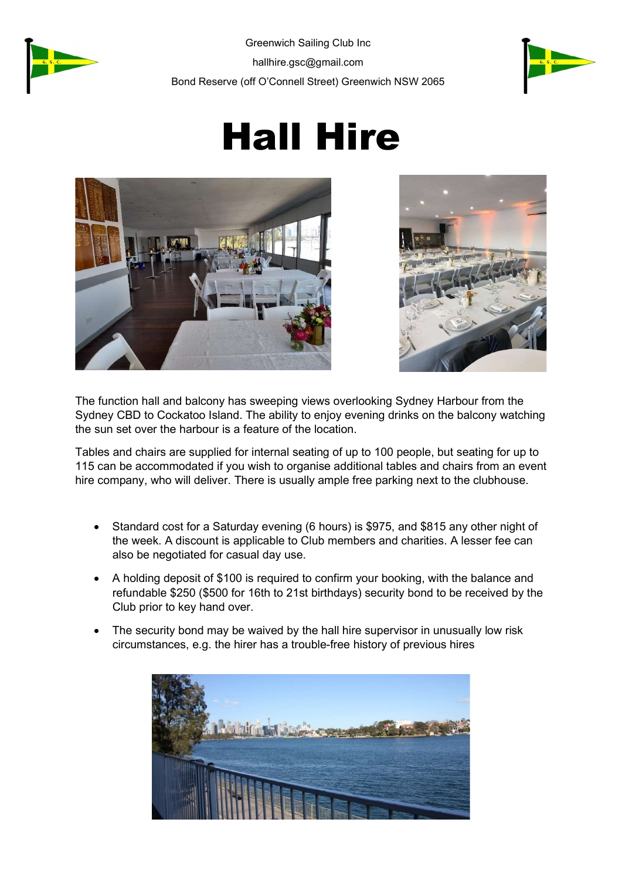Greenwich Sailing Club Inc

hallhire.gsc@gmail.com

Bond Reserve (off O'Connell Street) Greenwich NSW 2065

# Hall Hire

The function hall and balcony has sweeping views overlooking Sydney Harbour from the Sydney CBD to Cockatoo Island. The ability to enjoy evening drinks on the balcony watching the sun set over the harbour is a feature of the location.

Tables and chairs are supplied for internal seating of up to 100 people, but seating for up to 115 can be accommodated if you wish to organise additional tables and chairs from an event hire company, who will deliver. There is usually ample free parking next to the clubhouse.

- Standard cost for a Saturday evening (6 hours) is $975, and $815 any other night of the week. A discount is applicable to Club members and charities. A lesser fee can also be negotiated for casual day use.
- A holding deposit of $100 is required to confirm your booking, with the balance and refundable $250 ($500 for 16th to 21st birthdays) security bond to be received by the Club prior to key hand over.
- The security bond may be waived by the hall hire supervisor in unusually low risk circumstances, e.g. the hirer has a trouble-free history of previous hires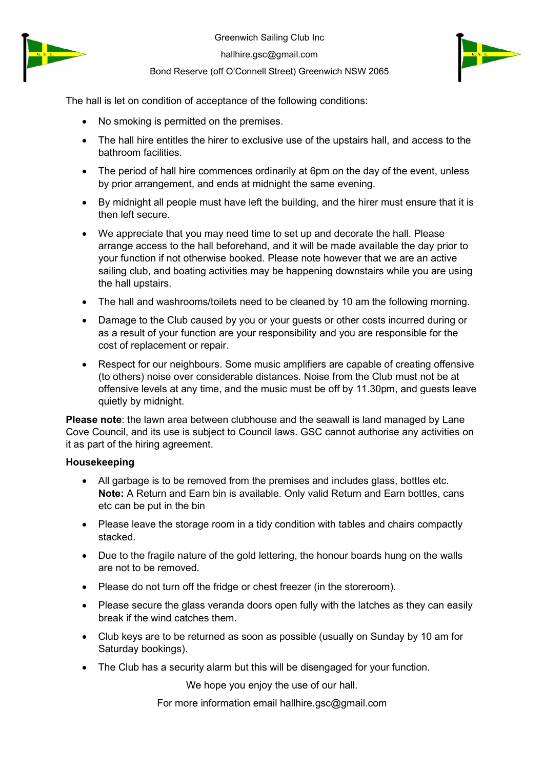Greenwich Sailing Club Inc

hallhire.gsc@gmail.com

Bond Reserve (off O'Connell Street) Greenwich NSW 2065

The hall is let on condition of acceptance of the following conditions:

- No smoking is permitted on the premises.
- The hall hire entitles the hirer to exclusive use of the upstairs hall, and access to the bathroom facilities.
- The period of hall hire commences ordinarily at 6pm on the day of the event, unless by prior arrangement, and ends at midnight the same evening.
- By midnight all people must have left the building, and the hirer must ensure that it is then left secure.
- We appreciate that you may need time to set up and decorate the hall. Please arrange access to the hall beforehand, and it will be made available the day prior to your function if not otherwise booked. Please note however that we are an active sailing club, and boating activities may be happening downstairs while you are using the hall upstairs.
- The hall and washrooms/toilets need to be cleaned by 10 am the following morning.
- Damage to the Club caused by you or your guests or other costs incurred during or as a result of your function are your responsibility and you are responsible for the cost of replacement or repair.
- Respect for our neighbours. Some music amplifiers are capable of creating offensive (to others) noise over considerable distances. Noise from the Club must not be at offensive levels at any time, and the music must be off by 11.30pm, and guests leave quietly by midnight.

**Please note**: the lawn area between clubhouse and the seawall is land managed by Lane Cove Council, and its use is subject to Council laws. GSC cannot authorise any activities on it as part of the hiring agreement.

**Housekeeping**

- All garbage is to be removed from the premises and includes glass, bottles etc. **Note:** A Return and Earn bin is available. Only valid Return and Earn bottles, cans etc can be put in the bin
- Please leave the storage room in a tidy condition with tables and chairs compactly stacked.
- Due to the fragile nature of the gold lettering, the honour boards hung on the walls are not to be removed.
- Please do not turn off the fridge or chest freezer (in the storeroom).
- Please secure the glass veranda doors open fully with the latches as they can easily break if the wind catches them.
- Club keys are to be returned as soon as possible (usually on Sunday by 10 am for Saturday bookings).
- The Club has a security alarm but this will be disengaged for your function.

We hope you enjoy the use of our hall.

For more information email hallhire.gsc@gmail.com